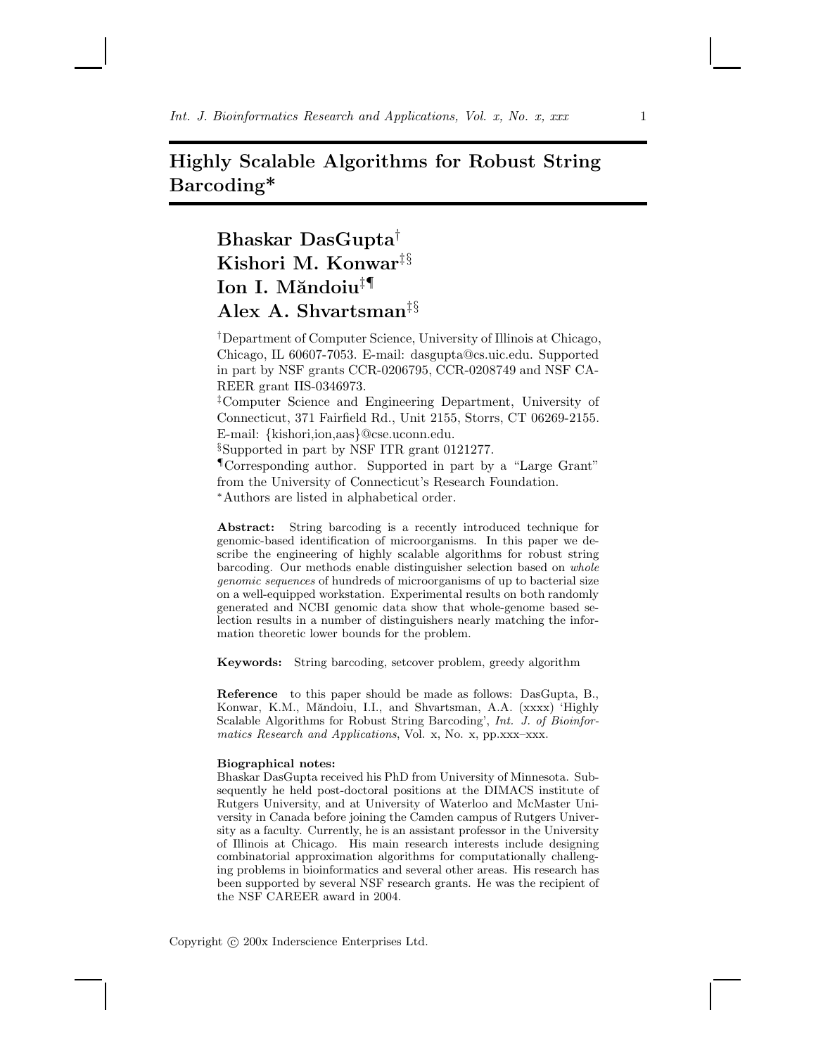# Highly Scalable Algorithms for Robust String Barcoding*

**Bhaskar DasGupta**[†]
**Kishori M. Konwar**[‡§]
**Ion I. Măndoiu**[‡¶]
**Alex A. Shvartsman**[‡§]

[†]Department of Computer Science, University of Illinois at Chicago, Chicago, IL 60607-7053. E-mail: dasgupta@cs.uic.edu. Supported in part by NSF grants CCR-0206795, CCR-0208749 and NSF CAREER grant IIS-0346973.

[‡]Computer Science and Engineering Department, University of Connecticut, 371 Fairfield Rd., Unit 2155, Storrs, CT 06269-2155. E-mail: {kishori,ion,aas}@cse.uconn.edu.

[§]Supported in part by NSF ITR grant 0121277.

[¶]Corresponding author. Supported in part by a "Large Grant" from the University of Connecticut's Research Foundation.

[*]Authors are listed in alphabetical order.

**Abstract:** String barcoding is a recently introduced technique for genomic-based identification of microorganisms. In this paper we describe the engineering of highly scalable algorithms for robust string barcoding. Our methods enable distinguisher selection based on *whole genomic sequences* of hundreds of microorganisms of up to bacterial size on a well-equipped workstation. Experimental results on both randomly generated and NCBI genomic data show that whole-genome based selection results in a number of distinguishers nearly matching the information theoretic lower bounds for the problem.

**Keywords:** String barcoding, setcover problem, greedy algorithm

**Reference** to this paper should be made as follows: DasGupta, B., Konwar, K.M., Măndoiu, I.I., and Shvartsman, A.A. (xxxx) 'Highly Scalable Algorithms for Robust String Barcoding', *Int. J. of Bioinformatics Research and Applications*, Vol. x, No. x, pp.xxx–xxx.

**Biographical notes:**
Bhaskar DasGupta received his PhD from University of Minnesota. Subsequently he held post-doctoral positions at the DIMACS institute of Rutgers University, and at University of Waterloo and McMaster University in Canada before joining the Camden campus of Rutgers University as a faculty. Currently, he is an assistant professor in the University of Illinois at Chicago. His main research interests include designing combinatorial approximation algorithms for computationally challenging problems in bioinformatics and several other areas. His research has been supported by several NSF research grants. He was the recipient of the NSF CAREER award in 2004.

Copyright © 200x Inderscience Enterprises Ltd.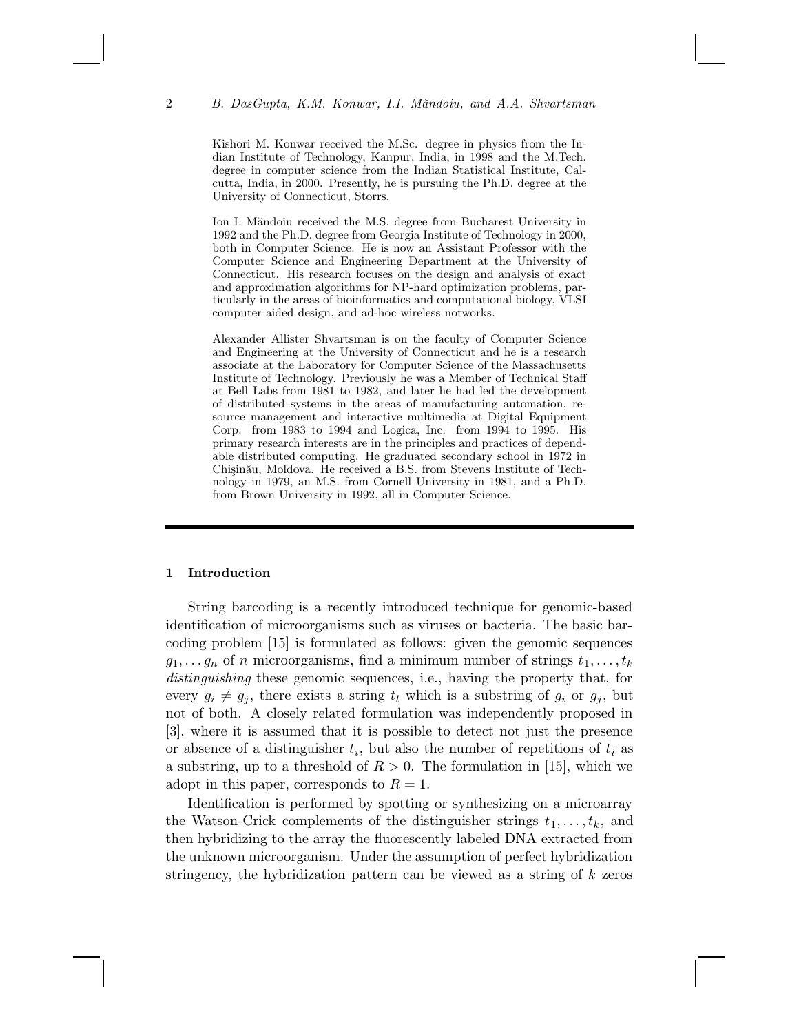Kishori M. Konwar received the M.Sc. degree in physics from the Indian Institute of Technology, Kanpur, India, in 1998 and the M.Tech. degree in computer science from the Indian Statistical Institute, Calcutta, India, in 2000. Presently, he is pursuing the Ph.D. degree at the University of Connecticut, Storrs.

Ion I. Măndoiu received the M.S. degree from Bucharest University in 1992 and the Ph.D. degree from Georgia Institute of Technology in 2000, both in Computer Science. He is now an Assistant Professor with the Computer Science and Engineering Department at the University of Connecticut. His research focuses on the design and analysis of exact and approximation algorithms for NP-hard optimization problems, particularly in the areas of bioinformatics and computational biology, VLSI computer aided design, and ad-hoc wireless notworks.

Alexander Allister Shvartsman is on the faculty of Computer Science and Engineering at the University of Connecticut and he is a research associate at the Laboratory for Computer Science of the Massachusetts Institute of Technology. Previously he was a Member of Technical Staff at Bell Labs from 1981 to 1982, and later he had led the development of distributed systems in the areas of manufacturing automation, resource management and interactive multimedia at Digital Equipment Corp. from 1983 to 1994 and Logica, Inc. from 1994 to 1995. His primary research interests are in the principles and practices of dependable distributed computing. He graduated secondary school in 1972 in Chişinău, Moldova. He received a B.S. from Stevens Institute of Technology in 1979, an M.S. from Cornell University in 1981, and a Ph.D. from Brown University in 1992, all in Computer Science.

## 1 Introduction

String barcoding is a recently introduced technique for genomic-based identification of microorganisms such as viruses or bacteria. The basic barcoding problem [15] is formulated as follows: given the genomic sequences $g_1, \ldots g_n$ of $n$ microorganisms, find a minimum number of strings $t_1, \ldots, t_k$ *distinguishing* these genomic sequences, i.e., having the property that, for every $g_i \neq g_j$, there exists a string $t_l$ which is a substring of $g_i$ or $g_j$, but not of both. A closely related formulation was independently proposed in [3], where it is assumed that it is possible to detect not just the presence or absence of a distinguisher $t_i$, but also the number of repetitions of $t_i$ as a substring, up to a threshold of $R > 0$. The formulation in [15], which we adopt in this paper, corresponds to $R = 1$.

Identification is performed by spotting or synthesizing on a microarray the Watson-Crick complements of the distinguisher strings $t_1, \ldots, t_k$, and then hybridizing to the array the fluorescently labeled DNA extracted from the unknown microorganism. Under the assumption of perfect hybridization stringency, the hybridization pattern can be viewed as a string of $k$ zeros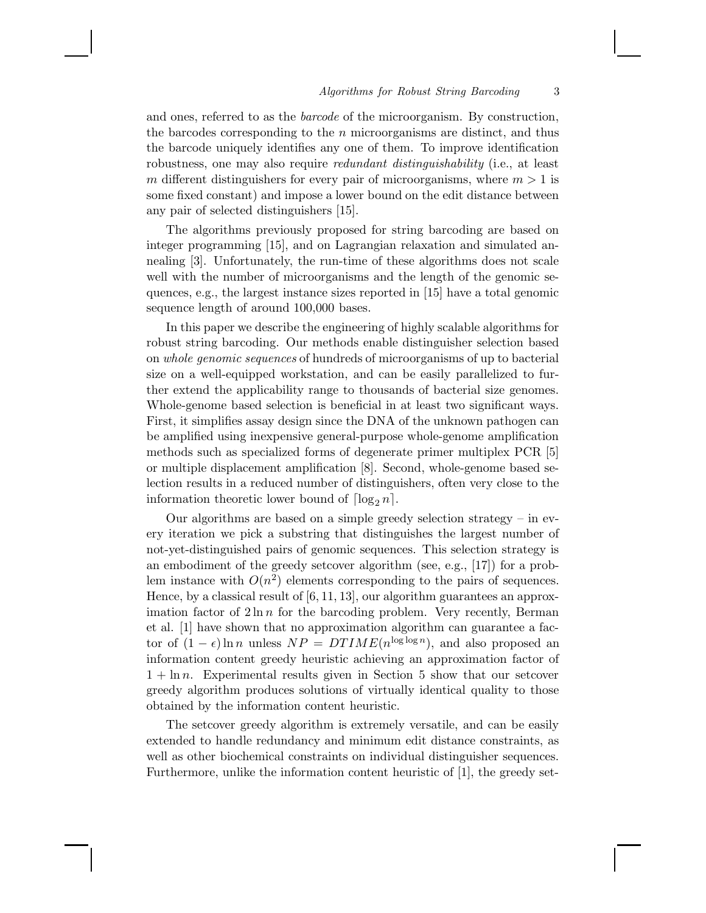and ones, referred to as the *barcode* of the microorganism. By construction, the barcodes corresponding to the $n$ microorganisms are distinct, and thus the barcode uniquely identifies any one of them. To improve identification robustness, one may also require *redundant distinguishability* (i.e., at least $m$ different distinguishers for every pair of microorganisms, where $m > 1$ is some fixed constant) and impose a lower bound on the edit distance between any pair of selected distinguishers [15].

The algorithms previously proposed for string barcoding are based on integer programming [15], and on Lagrangian relaxation and simulated annealing [3]. Unfortunately, the run-time of these algorithms does not scale well with the number of microorganisms and the length of the genomic sequences, e.g., the largest instance sizes reported in [15] have a total genomic sequence length of around 100,000 bases.

In this paper we describe the engineering of highly scalable algorithms for robust string barcoding. Our methods enable distinguisher selection based on *whole genomic sequences* of hundreds of microorganisms of up to bacterial size on a well-equipped workstation, and can be easily parallelized to further extend the applicability range to thousands of bacterial size genomes. Whole-genome based selection is beneficial in at least two significant ways. First, it simplifies assay design since the DNA of the unknown pathogen can be amplified using inexpensive general-purpose whole-genome amplification methods such as specialized forms of degenerate primer multiplex PCR [5] or multiple displacement amplification [8]. Second, whole-genome based selection results in a reduced number of distinguishers, often very close to the information theoretic lower bound of $\lceil \log_2 n \rceil$.

Our algorithms are based on a simple greedy selection strategy – in every iteration we pick a substring that distinguishes the largest number of not-yet-distinguished pairs of genomic sequences. This selection strategy is an embodiment of the greedy setcover algorithm (see, e.g., [17]) for a problem instance with $O(n^2)$ elements corresponding to the pairs of sequences. Hence, by a classical result of [6, 11, 13], our algorithm guarantees an approximation factor of $2 \ln n$ for the barcoding problem. Very recently, Berman et al. [1] have shown that no approximation algorithm can guarantee a factor of $(1 - \epsilon) \ln n$ unless $NP = DTIME(n^{\log \log n})$, and also proposed an information content greedy heuristic achieving an approximation factor of $1 + \ln n$. Experimental results given in Section 5 show that our setcover greedy algorithm produces solutions of virtually identical quality to those obtained by the information content heuristic.

The setcover greedy algorithm is extremely versatile, and can be easily extended to handle redundancy and minimum edit distance constraints, as well as other biochemical constraints on individual distinguisher sequences. Furthermore, unlike the information content heuristic of [1], the greedy set-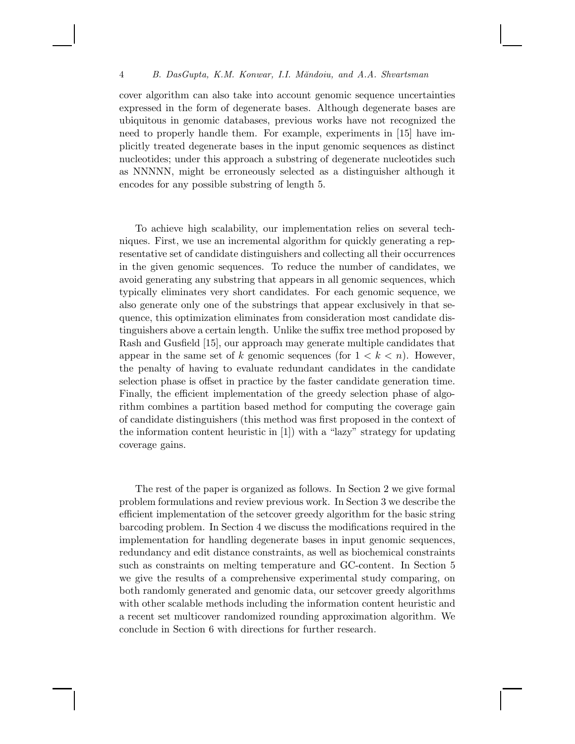cover algorithm can also take into account genomic sequence uncertainties expressed in the form of degenerate bases. Although degenerate bases are ubiquitous in genomic databases, previous works have not recognized the need to properly handle them. For example, experiments in [15] have implicitly treated degenerate bases in the input genomic sequences as distinct nucleotides; under this approach a substring of degenerate nucleotides such as NNNNN, might be erroneously selected as a distinguisher although it encodes for any possible substring of length 5.

To achieve high scalability, our implementation relies on several techniques. First, we use an incremental algorithm for quickly generating a representative set of candidate distinguishers and collecting all their occurrences in the given genomic sequences. To reduce the number of candidates, we avoid generating any substring that appears in all genomic sequences, which typically eliminates very short candidates. For each genomic sequence, we also generate only one of the substrings that appear exclusively in that sequence, this optimization eliminates from consideration most candidate distinguishers above a certain length. Unlike the suffix tree method proposed by Rash and Gusfield [15], our approach may generate multiple candidates that appear in the same set of $k$ genomic sequences (for $1 < k < n$). However, the penalty of having to evaluate redundant candidates in the candidate selection phase is offset in practice by the faster candidate generation time. Finally, the efficient implementation of the greedy selection phase of algorithm combines a partition based method for computing the coverage gain of candidate distinguishers (this method was first proposed in the context of the information content heuristic in [1]) with a "lazy" strategy for updating coverage gains.

The rest of the paper is organized as follows. In Section 2 we give formal problem formulations and review previous work. In Section 3 we describe the efficient implementation of the setcover greedy algorithm for the basic string barcoding problem. In Section 4 we discuss the modifications required in the implementation for handling degenerate bases in input genomic sequences, redundancy and edit distance constraints, as well as biochemical constraints such as constraints on melting temperature and GC-content. In Section 5 we give the results of a comprehensive experimental study comparing, on both randomly generated and genomic data, our setcover greedy algorithms with other scalable methods including the information content heuristic and a recent set multicover randomized rounding approximation algorithm. We conclude in Section 6 with directions for further research.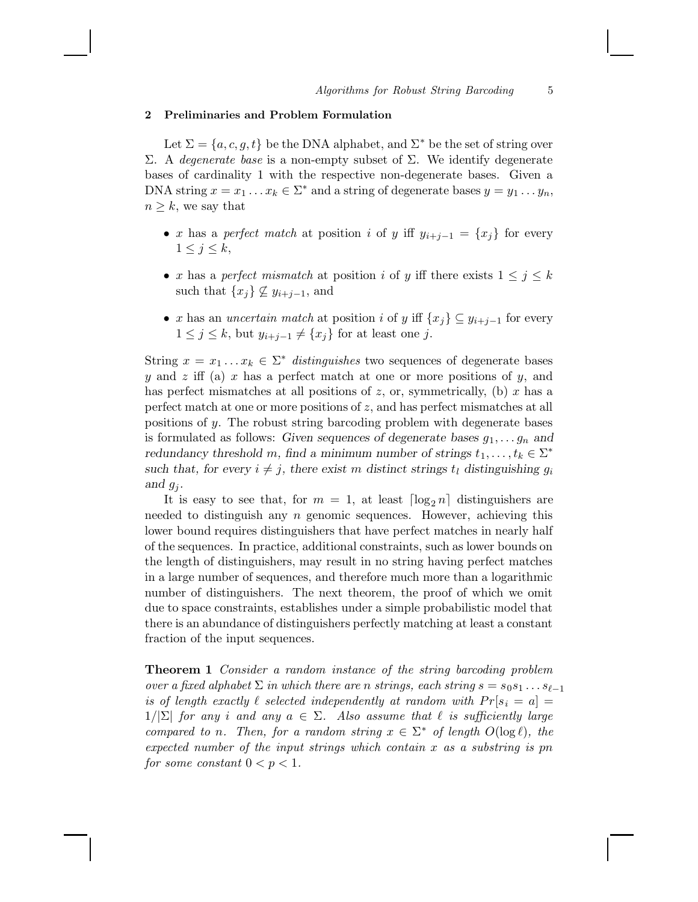## 2 Preliminaries and Problem Formulation

Let $\Sigma = \{a, c, g, t\}$ be the DNA alphabet, and $\Sigma^*$ be the set of string over $\Sigma$. A *degenerate base* is a non-empty subset of $\Sigma$. We identify degenerate bases of cardinality 1 with the respective non-degenerate bases. Given a DNA string $x = x_1 \dots x_k \in \Sigma^*$ and a string of degenerate bases $y = y_1 \dots y_n$, $n \geq k$, we say that

- $x$ has a *perfect match* at position $i$ of $y$ iff $y_{i+j-1} = \{x_j\}$ for every $1 \leq j \leq k$,
- $x$ has a *perfect mismatch* at position $i$ of $y$ iff there exists $1 \leq j \leq k$ such that $\{x_j\} \not\subseteq y_{i+j-1}$, and
- $x$ has an *uncertain match* at position $i$ of $y$ iff $\{x_j\} \subseteq y_{i+j-1}$ for every $1 \leq j \leq k$, but $y_{i+j-1} \neq \{x_j\}$ for at least one $j$.

String $x = x_1 \dots x_k \in \Sigma^*$ *distinguishes* two sequences of degenerate bases $y$ and $z$ iff (a) $x$ has a perfect match at one or more positions of $y$, and has perfect mismatches at all positions of $z$, or, symmetrically, (b) $x$ has a perfect match at one or more positions of $z$, and has perfect mismatches at all positions of $y$. The robust string barcoding problem with degenerate bases is formulated as follows: *Given sequences of degenerate bases $g_1, \dots g_n$ and redundancy threshold $m$, find a minimum number of strings $t_1, \dots, t_k \in \Sigma^*$ such that, for every $i \neq j$, there exist $m$ distinct strings $t_l$ distinguishing $g_i$ and $g_j$.*

It is easy to see that, for $m = 1$, at least $\lceil \log_2 n \rceil$ distinguishers are needed to distinguish any $n$ genomic sequences. However, achieving this lower bound requires distinguishers that have perfect matches in nearly half of the sequences. In practice, additional constraints, such as lower bounds on the length of distinguishers, may result in no string having perfect matches in a large number of sequences, and therefore much more than a logarithmic number of distinguishers. The next theorem, the proof of which we omit due to space constraints, establishes under a simple probabilistic model that there is an abundance of distinguishers perfectly matching at least a constant fraction of the input sequences.

**Theorem 1** *Consider a random instance of the string barcoding problem over a fixed alphabet $\Sigma$ in which there are $n$ strings, each string $s = s_0 s_1 \dots s_{\ell-1}$ is of length exactly $\ell$ selected independently at random with $Pr[s_i = a] = 1/|\Sigma|$ for any $i$ and any $a \in \Sigma$. Also assume that $\ell$ is sufficiently large compared to $n$. Then, for a random string $x \in \Sigma^*$ of length $O(\log \ell)$, the expected number of the input strings which contain $x$ as a substring is $pn$ for some constant $0 < p < 1$.*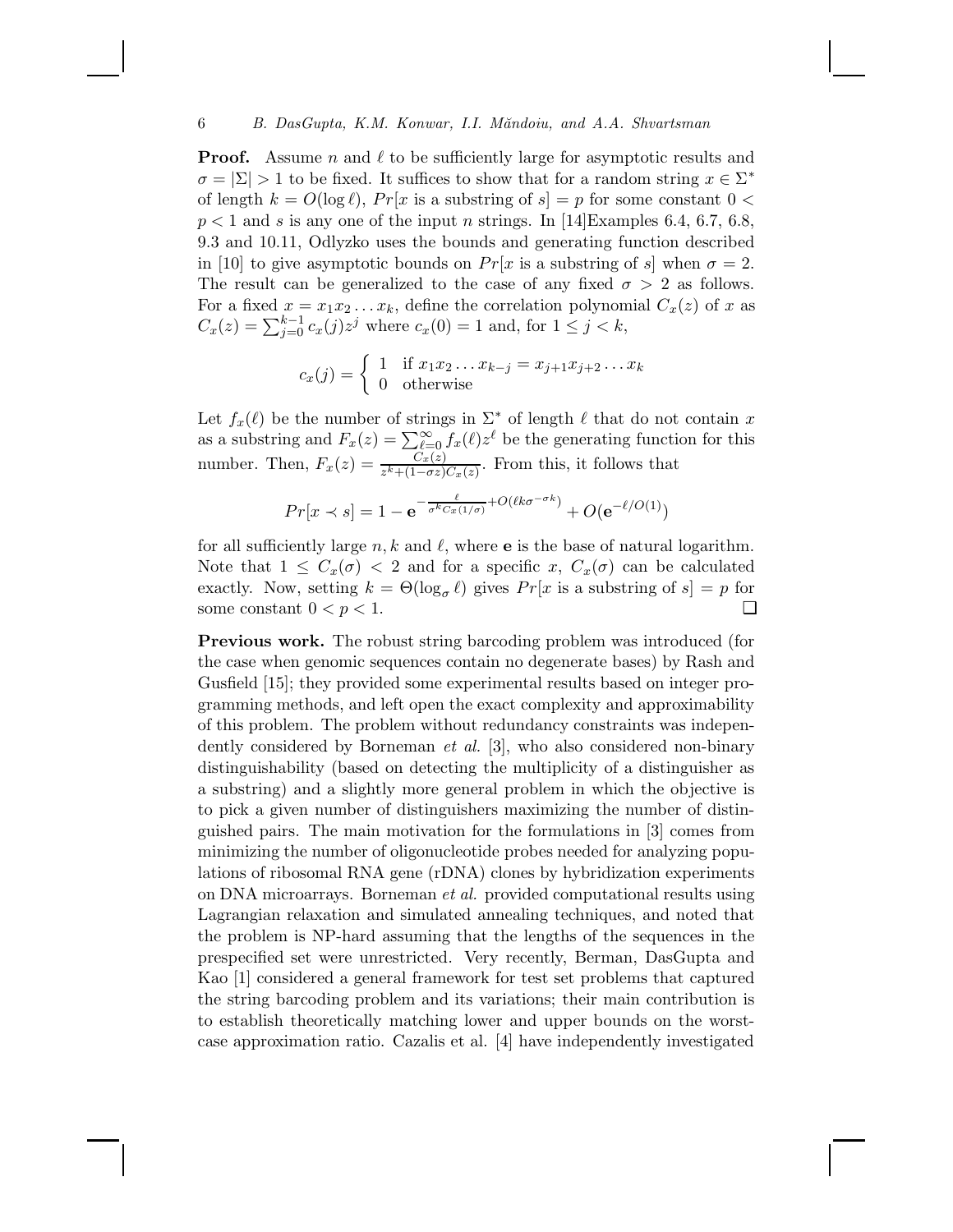**Proof.** Assume $n$ and $\ell$ to be sufficiently large for asymptotic results and $\sigma = |\Sigma| > 1$ to be fixed. It suffices to show that for a random string $x \in \Sigma^*$ of length $k = O(\log \ell)$, $Pr[x$ is a substring of $s] = p$ for some constant $0 < p < 1$ and $s$ is any one of the input $n$ strings. In [14]Examples 6.4, 6.7, 6.8, 9.3 and 10.11, Odlyzko uses the bounds and generating function described in [10] to give asymptotic bounds on $Pr[x$ is a substring of $s]$ when $\sigma = 2$. The result can be generalized to the case of any fixed $\sigma > 2$ as follows. For a fixed $x = x_1 x_2 \ldots x_k$, define the correlation polynomial $C_x(z)$ of $x$ as $C_x(z) = \sum_{j=0}^{k-1} c_x(j) z^j$ where $c_x(0) = 1$ and, for $1 \leq j < k$,

$$c_x(j) = \begin{cases} 1 & \text{if } x_1 x_2 \ldots x_{k-j} = x_{j+1} x_{j+2} \ldots x_k \\ 0 & \text{otherwise} \end{cases}$$

Let $f_x(\ell)$ be the number of strings in $\Sigma^*$ of length $\ell$ that do not contain $x$ as a substring and $F_x(z) = \sum_{\ell=0}^{\infty} f_x(\ell) z^\ell$ be the generating function for this number. Then, $F_x(z) = \frac{C_x(z)}{z^k + (1-\sigma z) C_x(z)}$. From this, it follows that

$$Pr[x \prec s] = 1 - \mathbf{e}^{-\frac{\ell}{\sigma^k C_x(1/\sigma)} + O(\ell k \sigma^{-\sigma k})} + O(\mathbf{e}^{-\ell/O(1)})$$

for all sufficiently large $n, k$ and $\ell$, where $\mathbf{e}$ is the base of natural logarithm. Note that $1 \leq C_x(\sigma) < 2$ and for a specific $x$, $C_x(\sigma)$ can be calculated exactly. Now, setting $k = \Theta(\log_\sigma \ell)$ gives $Pr[x$ is a substring of $s] = p$ for some constant $0 < p < 1$. ❑

**Previous work.** The robust string barcoding problem was introduced (for the case when genomic sequences contain no degenerate bases) by Rash and Gusfield [15]; they provided some experimental results based on integer programming methods, and left open the exact complexity and approximability of this problem. The problem without redundancy constraints was independently considered by Borneman *et al.* [3], who also considered non-binary distinguishability (based on detecting the multiplicity of a distinguisher as a substring) and a slightly more general problem in which the objective is to pick a given number of distinguishers maximizing the number of distinguished pairs. The main motivation for the formulations in [3] comes from minimizing the number of oligonucleotide probes needed for analyzing populations of ribosomal RNA gene (rDNA) clones by hybridization experiments on DNA microarrays. Borneman *et al.* provided computational results using Lagrangian relaxation and simulated annealing techniques, and noted that the problem is NP-hard assuming that the lengths of the sequences in the prespecified set were unrestricted. Very recently, Berman, DasGupta and Kao [1] considered a general framework for test set problems that captured the string barcoding problem and its variations; their main contribution is to establish theoretically matching lower and upper bounds on the worst-case approximation ratio. Cazalis et al. [4] have independently investigated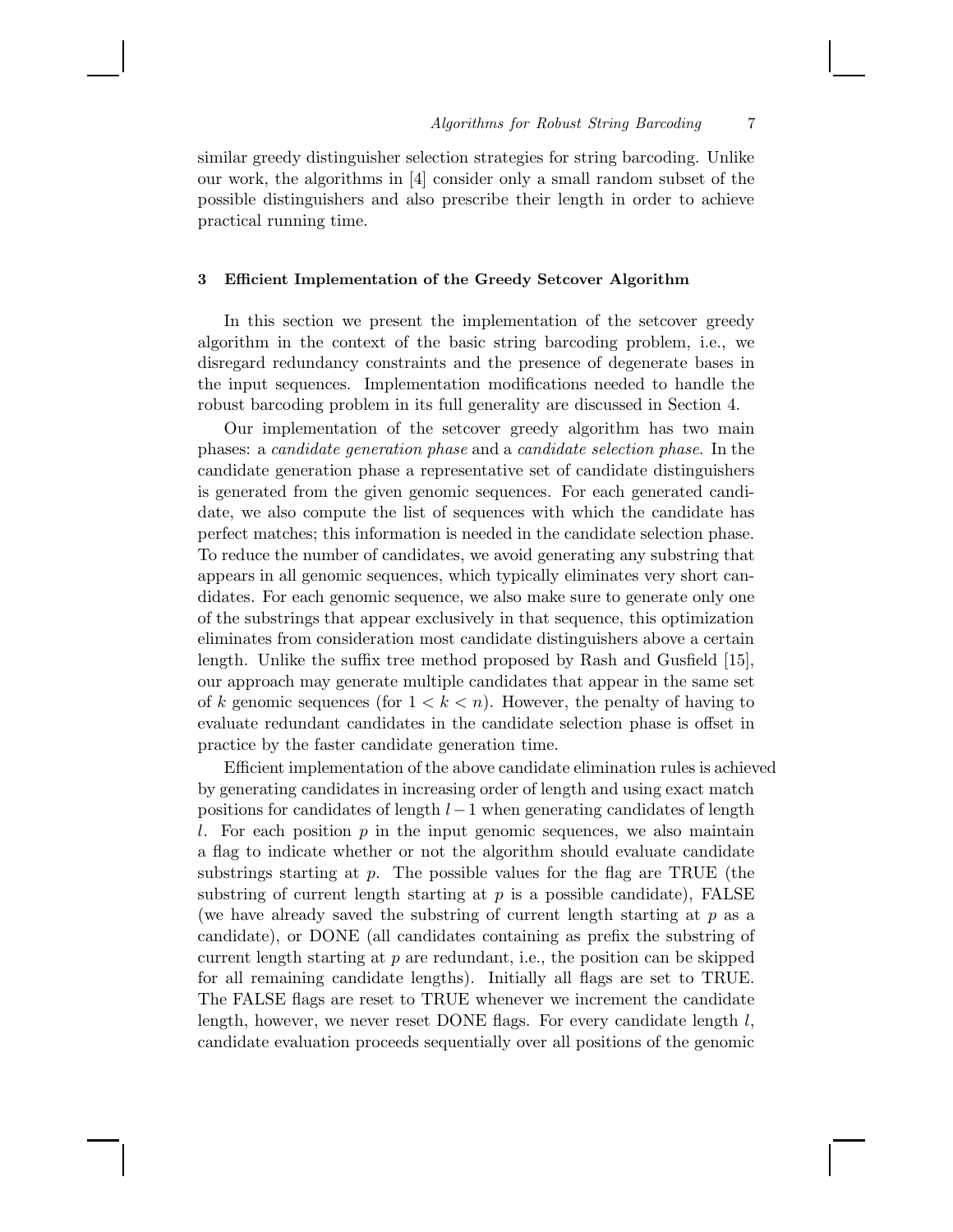similar greedy distinguisher selection strategies for string barcoding. Unlike our work, the algorithms in [4] consider only a small random subset of the possible distinguishers and also prescribe their length in order to achieve practical running time.

## 3 Efficient Implementation of the Greedy Setcover Algorithm

In this section we present the implementation of the setcover greedy algorithm in the context of the basic string barcoding problem, i.e., we disregard redundancy constraints and the presence of degenerate bases in the input sequences. Implementation modifications needed to handle the robust barcoding problem in its full generality are discussed in Section 4.

Our implementation of the setcover greedy algorithm has two main phases: a *candidate generation phase* and a *candidate selection phase*. In the candidate generation phase a representative set of candidate distinguishers is generated from the given genomic sequences. For each generated candidate, we also compute the list of sequences with which the candidate has perfect matches; this information is needed in the candidate selection phase. To reduce the number of candidates, we avoid generating any substring that appears in all genomic sequences, which typically eliminates very short candidates. For each genomic sequence, we also make sure to generate only one of the substrings that appear exclusively in that sequence, this optimization eliminates from consideration most candidate distinguishers above a certain length. Unlike the suffix tree method proposed by Rash and Gusfield [15], our approach may generate multiple candidates that appear in the same set of $k$ genomic sequences (for $1 < k < n$). However, the penalty of having to evaluate redundant candidates in the candidate selection phase is offset in practice by the faster candidate generation time.

Efficient implementation of the above candidate elimination rules is achieved by generating candidates in increasing order of length and using exact match positions for candidates of length $l - 1$ when generating candidates of length $l$. For each position $p$ in the input genomic sequences, we also maintain a flag to indicate whether or not the algorithm should evaluate candidate substrings starting at $p$. The possible values for the flag are TRUE (the substring of current length starting at $p$ is a possible candidate), FALSE (we have already saved the substring of current length starting at $p$ as a candidate), or DONE (all candidates containing as prefix the substring of current length starting at $p$ are redundant, i.e., the position can be skipped for all remaining candidate lengths). Initially all flags are set to TRUE. The FALSE flags are reset to TRUE whenever we increment the candidate length, however, we never reset DONE flags. For every candidate length $l$, candidate evaluation proceeds sequentially over all positions of the genomic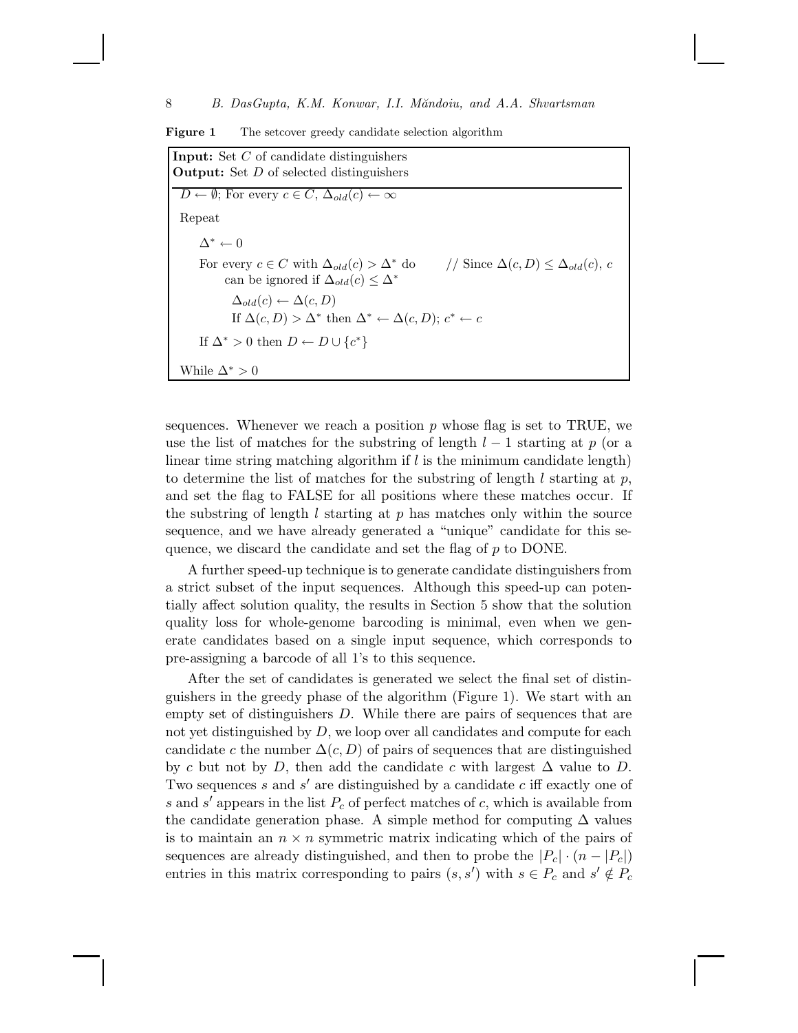**Figure 1** The setcover greedy candidate selection algorithm

```
Input: Set C of candidate distinguishers
Output: Set D of selected distinguishers

D ← ∅; For every c ∈ C, Δ_old(c) ← ∞
Repeat
    Δ* ← 0
    For every c ∈ C with Δ_old(c) > Δ* do     // Since Δ(c, D) ≤ Δ_old(c), c
                                                 can be ignored if Δ_old(c) ≤ Δ*
        Δ_old(c) ← Δ(c, D)
        If Δ(c, D) > Δ* then Δ* ← Δ(c, D); c* ← c
    If Δ* > 0 then D ← D ∪ {c*}
While Δ* > 0
```

sequences. Whenever we reach a position $p$ whose flag is set to TRUE, we use the list of matches for the substring of length $l-1$ starting at $p$ (or a linear time string matching algorithm if $l$ is the minimum candidate length) to determine the list of matches for the substring of length $l$ starting at $p$, and set the flag to FALSE for all positions where these matches occur. If the substring of length $l$ starting at $p$ has matches only within the source sequence, and we have already generated a "unique" candidate for this sequence, we discard the candidate and set the flag of $p$ to DONE.

A further speed-up technique is to generate candidate distinguishers from a strict subset of the input sequences. Although this speed-up can potentially affect solution quality, the results in Section 5 show that the solution quality loss for whole-genome barcoding is minimal, even when we generate candidates based on a single input sequence, which corresponds to pre-assigning a barcode of all 1's to this sequence.

After the set of candidates is generated we select the final set of distinguishers in the greedy phase of the algorithm (Figure 1). We start with an empty set of distinguishers $D$. While there are pairs of sequences that are not yet distinguished by $D$, we loop over all candidates and compute for each candidate $c$ the number $\Delta(c, D)$ of pairs of sequences that are distinguished by $c$ but not by $D$, then add the candidate $c$ with largest $\Delta$ value to $D$. Two sequences $s$ and $s'$ are distinguished by a candidate $c$ iff exactly one of $s$ and $s'$ appears in the list $P_c$ of perfect matches of $c$, which is available from the candidate generation phase. A simple method for computing $\Delta$ values is to maintain an $n \times n$ symmetric matrix indicating which of the pairs of sequences are already distinguished, and then to probe the $|P_c| \cdot (n - |P_c|)$ entries in this matrix corresponding to pairs $(s, s')$ with $s \in P_c$ and $s' \notin P_c$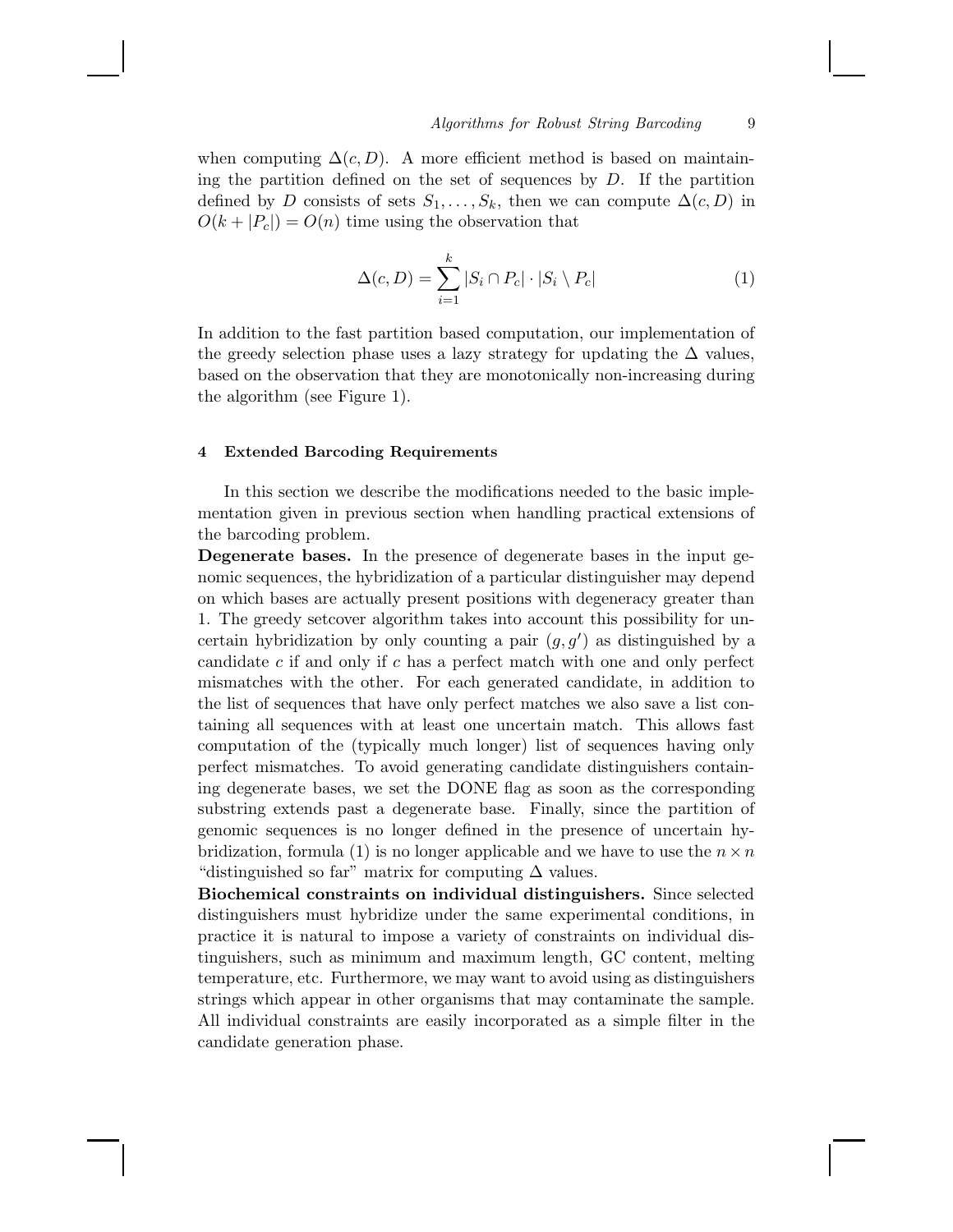when computing $\Delta(c, D)$. A more efficient method is based on maintaining the partition defined on the set of sequences by $D$. If the partition defined by $D$ consists of sets $S_1, \ldots, S_k$, then we can compute $\Delta(c, D)$ in $O(k + |P_c|) = O(n)$ time using the observation that

$$\Delta(c, D) = \sum_{i=1}^{k} |S_i \cap P_c| \cdot |S_i \setminus P_c| \tag{1}$$

In addition to the fast partition based computation, our implementation of the greedy selection phase uses a lazy strategy for updating the $\Delta$ values, based on the observation that they are monotonically non-increasing during the algorithm (see Figure 1).

## 4 Extended Barcoding Requirements

In this section we describe the modifications needed to the basic implementation given in previous section when handling practical extensions of the barcoding problem.

**Degenerate bases.** In the presence of degenerate bases in the input genomic sequences, the hybridization of a particular distinguisher may depend on which bases are actually present positions with degeneracy greater than 1. The greedy setcover algorithm takes into account this possibility for uncertain hybridization by only counting a pair $(g, g')$ as distinguished by a candidate $c$ if and only if $c$ has a perfect match with one and only perfect mismatches with the other. For each generated candidate, in addition to the list of sequences that have only perfect matches we also save a list containing all sequences with at least one uncertain match. This allows fast computation of the (typically much longer) list of sequences having only perfect mismatches. To avoid generating candidate distinguishers containing degenerate bases, we set the DONE flag as soon as the corresponding substring extends past a degenerate base. Finally, since the partition of genomic sequences is no longer defined in the presence of uncertain hybridization, formula (1) is no longer applicable and we have to use the $n \times n$ "distinguished so far" matrix for computing $\Delta$ values.

**Biochemical constraints on individual distinguishers.** Since selected distinguishers must hybridize under the same experimental conditions, in practice it is natural to impose a variety of constraints on individual distinguishers, such as minimum and maximum length, GC content, melting temperature, etc. Furthermore, we may want to avoid using as distinguishers strings which appear in other organisms that may contaminate the sample. All individual constraints are easily incorporated as a simple filter in the candidate generation phase.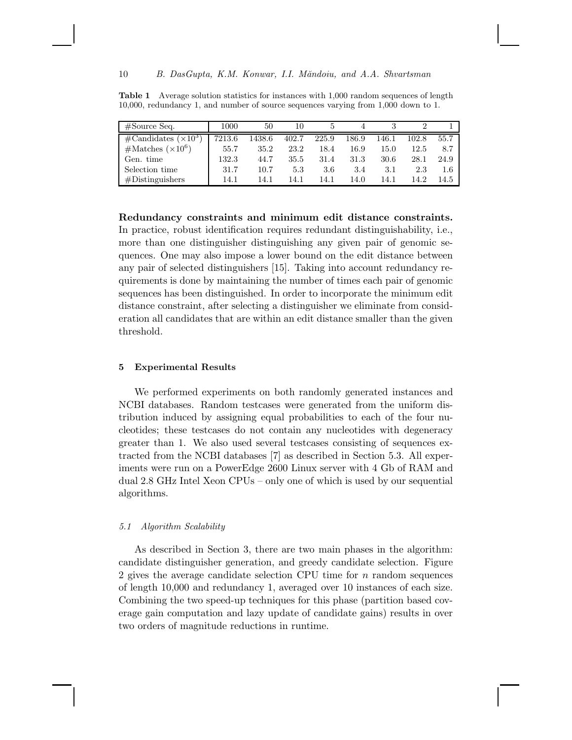**Table 1** Average solution statistics for instances with 1,000 random sequences of length 10,000, redundancy 1, and number of source sequences varying from 1,000 down to 1.

| #Source Seq. | 1000 | 50 | 10 | 5 | 4 | 3 | 2 | 1 |
|---|---|---|---|---|---|---|---|---|
| #Candidates ($\times 10^3$) | 7213.6 | 1438.6 | 402.7 | 225.9 | 186.9 | 146.1 | 102.8 | 55.7 |
| #Matches ($\times 10^6$) | 55.7 | 35.2 | 23.2 | 18.4 | 16.9 | 15.0 | 12.5 | 8.7 |
| Gen. time | 132.3 | 44.7 | 35.5 | 31.4 | 31.3 | 30.6 | 28.1 | 24.9 |
| Selection time | 31.7 | 10.7 | 5.3 | 3.6 | 3.4 | 3.1 | 2.3 | 1.6 |
| #Distinguishers | 14.1 | 14.1 | 14.1 | 14.1 | 14.0 | 14.1 | 14.2 | 14.5 |

**Redundancy constraints and minimum edit distance constraints.** In practice, robust identification requires redundant distinguishability, i.e., more than one distinguisher distinguishing any given pair of genomic sequences. One may also impose a lower bound on the edit distance between any pair of selected distinguishers [15]. Taking into account redundancy requirements is done by maintaining the number of times each pair of genomic sequences has been distinguished. In order to incorporate the minimum edit distance constraint, after selecting a distinguisher we eliminate from consideration all candidates that are within an edit distance smaller than the given threshold.

## 5 Experimental Results

We performed experiments on both randomly generated instances and NCBI databases. Random testcases were generated from the uniform distribution induced by assigning equal probabilities to each of the four nucleotides; these testcases do not contain any nucleotides with degeneracy greater than 1. We also used several testcases consisting of sequences extracted from the NCBI databases [7] as described in Section 5.3. All experiments were run on a PowerEdge 2600 Linux server with 4 Gb of RAM and dual 2.8 GHz Intel Xeon CPUs – only one of which is used by our sequential algorithms.

### *5.1 Algorithm Scalability*

As described in Section 3, there are two main phases in the algorithm: candidate distinguisher generation, and greedy candidate selection. Figure 2 gives the average candidate selection CPU time for $n$ random sequences of length 10,000 and redundancy 1, averaged over 10 instances of each size. Combining the two speed-up techniques for this phase (partition based coverage gain computation and lazy update of candidate gains) results in over two orders of magnitude reductions in runtime.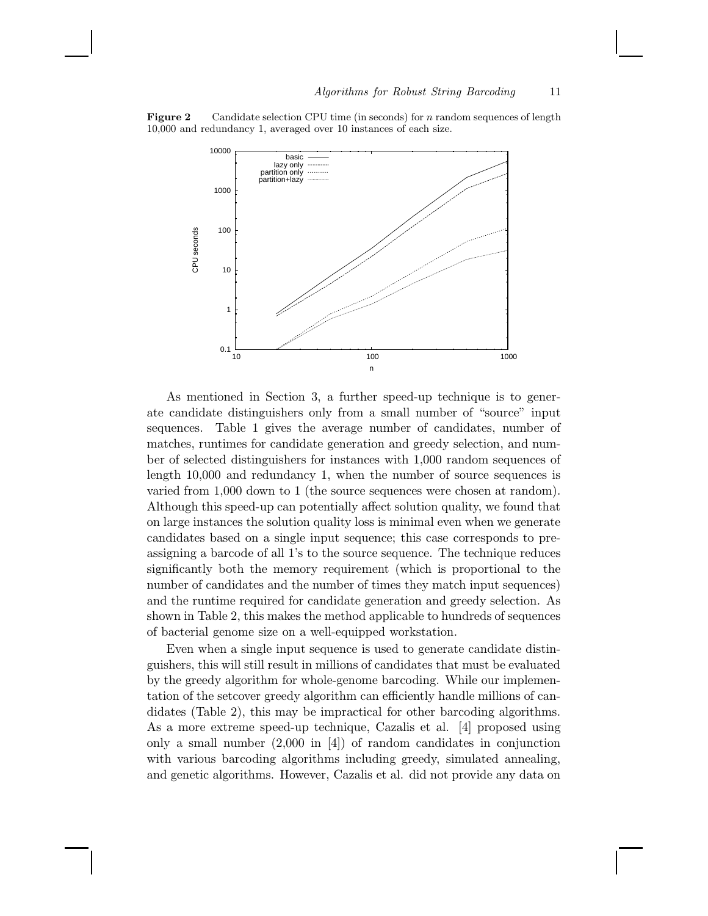**Figure 2** Candidate selection CPU time (in seconds) for $n$ random sequences of length 10,000 and redundancy 1, averaged over 10 instances of each size.

As mentioned in Section 3, a further speed-up technique is to generate candidate distinguishers only from a small number of "source" input sequences. Table 1 gives the average number of candidates, number of matches, runtimes for candidate generation and greedy selection, and number of selected distinguishers for instances with 1,000 random sequences of length 10,000 and redundancy 1, when the number of source sequences is varied from 1,000 down to 1 (the source sequences were chosen at random). Although this speed-up can potentially affect solution quality, we found that on large instances the solution quality loss is minimal even when we generate candidates based on a single input sequence; this case corresponds to pre-assigning a barcode of all 1's to the source sequence. The technique reduces significantly both the memory requirement (which is proportional to the number of candidates and the number of times they match input sequences) and the runtime required for candidate generation and greedy selection. As shown in Table 2, this makes the method applicable to hundreds of sequences of bacterial genome size on a well-equipped workstation.

Even when a single input sequence is used to generate candidate distinguishers, this will still result in millions of candidates that must be evaluated by the greedy algorithm for whole-genome barcoding. While our implementation of the setcover greedy algorithm can efficiently handle millions of candidates (Table 2), this may be impractical for other barcoding algorithms. As a more extreme speed-up technique, Cazalis et al. [4] proposed using only a small number (2,000 in [4]) of random candidates in conjunction with various barcoding algorithms including greedy, simulated annealing, and genetic algorithms. However, Cazalis et al. did not provide any data on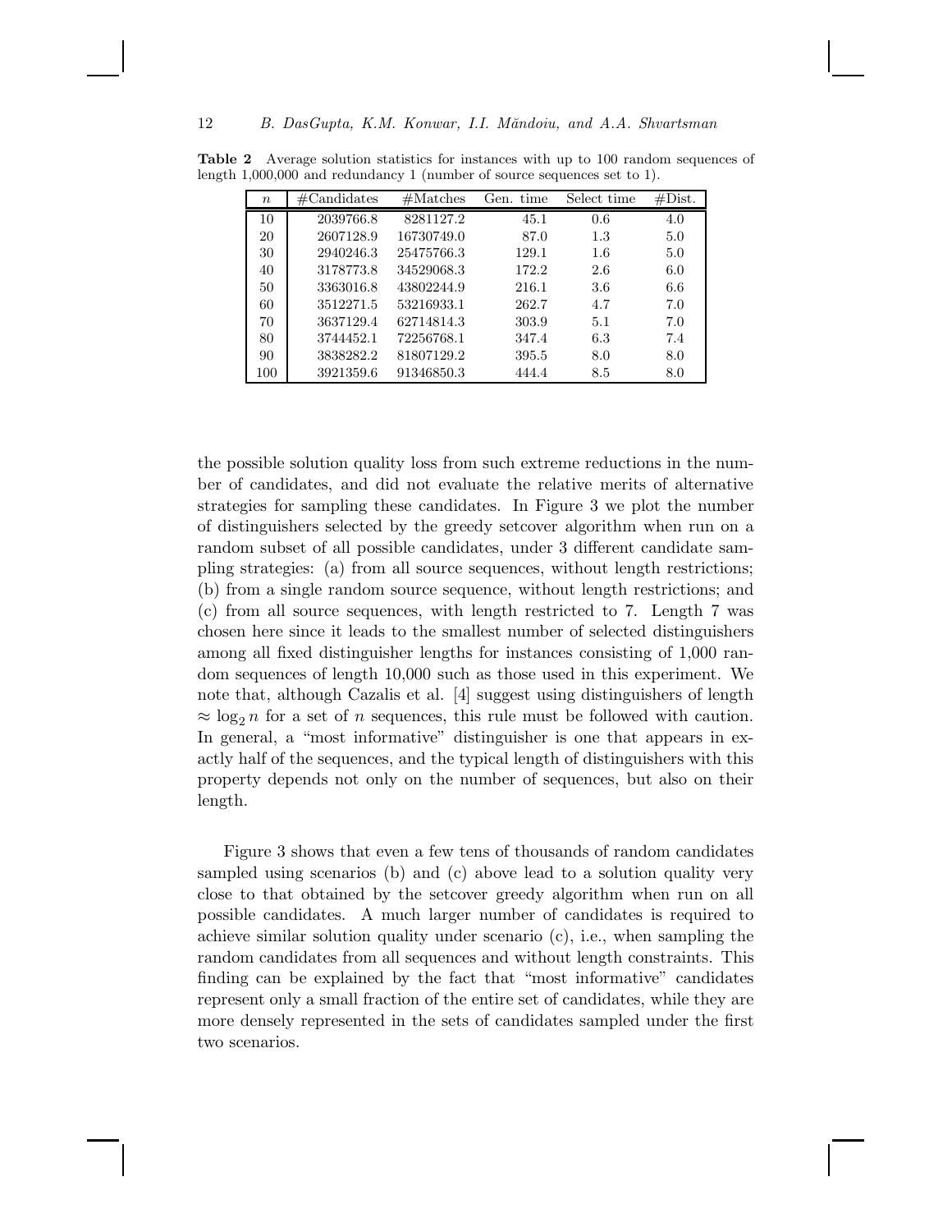**Table 2** Average solution statistics for instances with up to 100 random sequences of length 1,000,000 and redundancy 1 (number of source sequences set to 1).

| $n$ | #Candidates | #Matches | Gen. time | Select time | #Dist. |
|---|---|---|---|---|---|
| 10 | 2039766.8 | 8281127.2 | 45.1 | 0.6 | 4.0 |
| 20 | 2607128.9 | 16730749.0 | 87.0 | 1.3 | 5.0 |
| 30 | 2940246.3 | 25475766.3 | 129.1 | 1.6 | 5.0 |
| 40 | 3178773.8 | 34529068.3 | 172.2 | 2.6 | 6.0 |
| 50 | 3363016.8 | 43802244.9 | 216.1 | 3.6 | 6.6 |
| 60 | 3512271.5 | 53216933.1 | 262.7 | 4.7 | 7.0 |
| 70 | 3637129.4 | 62714814.3 | 303.9 | 5.1 | 7.0 |
| 80 | 3744452.1 | 72256768.1 | 347.4 | 6.3 | 7.4 |
| 90 | 3838282.2 | 81807129.2 | 395.5 | 8.0 | 8.0 |
| 100 | 3921359.6 | 91346850.3 | 444.4 | 8.5 | 8.0 |

the possible solution quality loss from such extreme reductions in the number of candidates, and did not evaluate the relative merits of alternative strategies for sampling these candidates. In Figure 3 we plot the number of distinguishers selected by the greedy setcover algorithm when run on a random subset of all possible candidates, under 3 different candidate sampling strategies: (a) from all source sequences, without length restrictions; (b) from a single random source sequence, without length restrictions; and (c) from all source sequences, with length restricted to 7. Length 7 was chosen here since it leads to the smallest number of selected distinguishers among all fixed distinguisher lengths for instances consisting of 1,000 random sequences of length 10,000 such as those used in this experiment. We note that, although Cazalis et al. [4] suggest using distinguishers of length $\approx \log_2 n$ for a set of $n$ sequences, this rule must be followed with caution. In general, a "most informative" distinguisher is one that appears in exactly half of the sequences, and the typical length of distinguishers with this property depends not only on the number of sequences, but also on their length.

Figure 3 shows that even a few tens of thousands of random candidates sampled using scenarios (b) and (c) above lead to a solution quality very close to that obtained by the setcover greedy algorithm when run on all possible candidates. A much larger number of candidates is required to achieve similar solution quality under scenario (c), i.e., when sampling the random candidates from all sequences and without length constraints. This finding can be explained by the fact that "most informative" candidates represent only a small fraction of the entire set of candidates, while they are more densely represented in the sets of candidates sampled under the first two scenarios.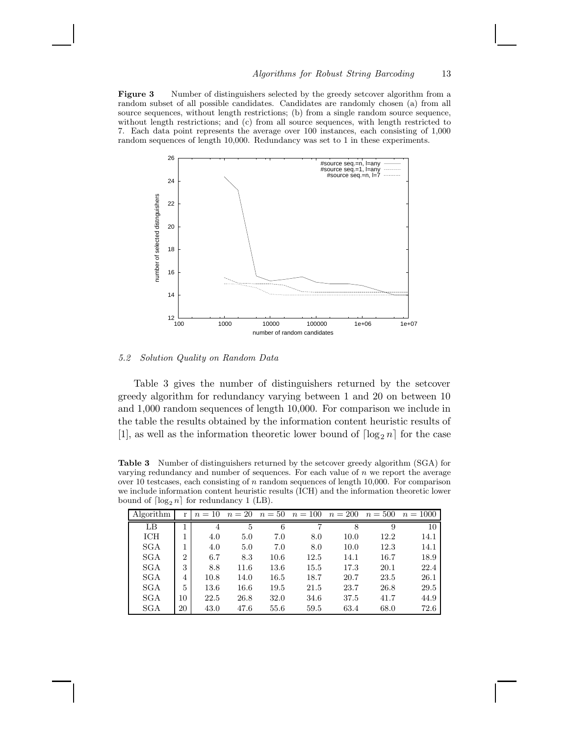**Figure 3** Number of distinguishers selected by the greedy setcover algorithm from a random subset of all possible candidates. Candidates are randomly chosen (a) from all source sequences, without length restrictions; (b) from a single random source sequence, without length restrictions; and (c) from all source sequences, with length restricted to 7. Each data point represents the average over 100 instances, each consisting of 1,000 random sequences of length 10,000. Redundancy was set to 1 in these experiments.

### 5.2 Solution Quality on Random Data

Table 3 gives the number of distinguishers returned by the setcover greedy algorithm for redundancy varying between 1 and 20 on between 10 and 1,000 random sequences of length 10,000. For comparison we include in the table the results obtained by the information content heuristic results of [1], as well as the information theoretic lower bound of $\lceil \log_2 n \rceil$ for the case

**Table 3** Number of distinguishers returned by the setcover greedy algorithm (SGA) for varying redundancy and number of sequences. For each value of $n$ we report the average over 10 testcases, each consisting of $n$ random sequences of length 10,000. For comparison we include information content heuristic results (ICH) and the information theoretic lower bound of $\lceil \log_2 n \rceil$ for redundancy 1 (LB).

| Algorithm | r | $n = 10$ | $n = 20$ | $n = 50$ | $n = 100$ | $n = 200$ | $n = 500$ | $n = 1000$ |
|---|---|---|---|---|---|---|---|---|
| LB | 1 | 4 | 5 | 6 | 7 | 8 | 9 | 10 |
| ICH | 1 | 4.0 | 5.0 | 7.0 | 8.0 | 10.0 | 12.2 | 14.1 |
| SGA | 1 | 4.0 | 5.0 | 7.0 | 8.0 | 10.0 | 12.3 | 14.1 |
| SGA | 2 | 6.7 | 8.3 | 10.6 | 12.5 | 14.1 | 16.7 | 18.9 |
| SGA | 3 | 8.8 | 11.6 | 13.6 | 15.5 | 17.3 | 20.1 | 22.4 |
| SGA | 4 | 10.8 | 14.0 | 16.5 | 18.7 | 20.7 | 23.5 | 26.1 |
| SGA | 5 | 13.6 | 16.6 | 19.5 | 21.5 | 23.7 | 26.8 | 29.5 |
| SGA | 10 | 22.5 | 26.8 | 32.0 | 34.6 | 37.5 | 41.7 | 44.9 |
| SGA | 20 | 43.0 | 47.6 | 55.6 | 59.5 | 63.4 | 68.0 | 72.6 |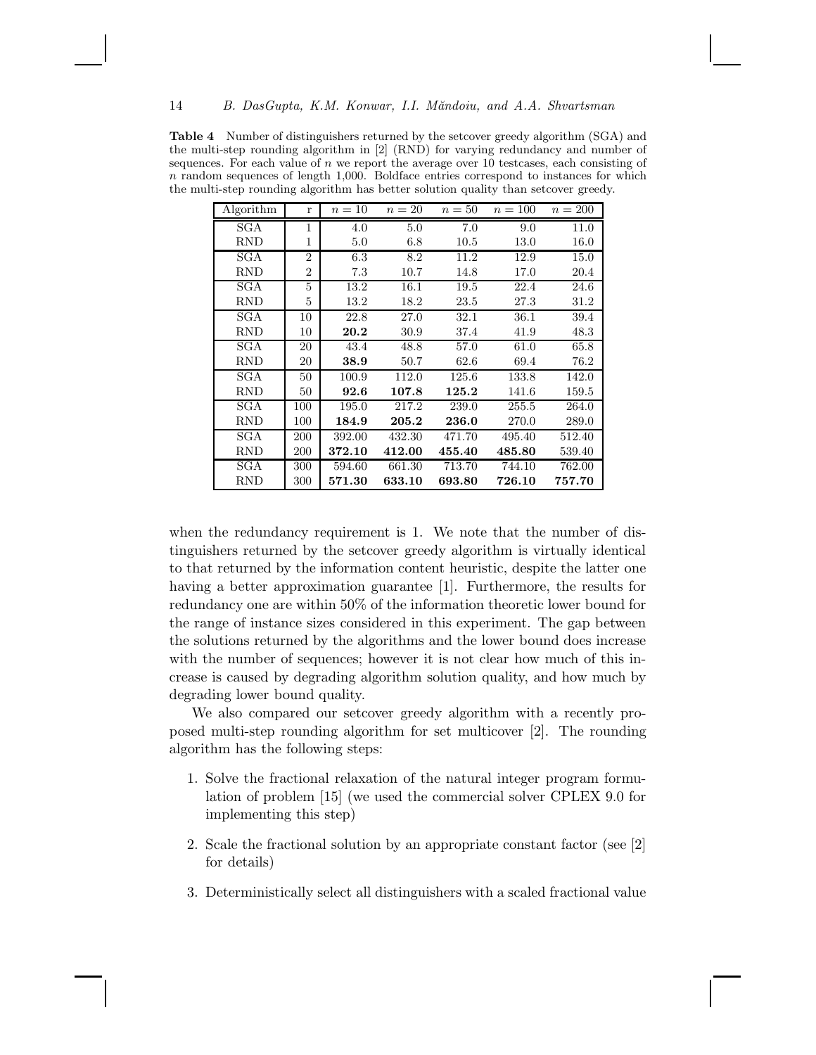**Table 4** Number of distinguishers returned by the setcover greedy algorithm (SGA) and the multi-step rounding algorithm in [2] (RND) for varying redundancy and number of sequences. For each value of $n$ we report the average over 10 testcases, each consisting of $n$ random sequences of length 1,000. Boldface entries correspond to instances for which the multi-step rounding algorithm has better solution quality than setcover greedy.

| Algorithm | r | $n = 10$ | $n = 20$ | $n = 50$ | $n = 100$ | $n = 200$ |
|---|---|---|---|---|---|---|
| SGA | 1 | 4.0 | 5.0 | 7.0 | 9.0 | 11.0 |
| RND | 1 | 5.0 | 6.8 | 10.5 | 13.0 | 16.0 |
| SGA | 2 | 6.3 | 8.2 | 11.2 | 12.9 | 15.0 |
| RND | 2 | 7.3 | 10.7 | 14.8 | 17.0 | 20.4 |
| SGA | 5 | 13.2 | 16.1 | 19.5 | 22.4 | 24.6 |
| RND | 5 | 13.2 | 18.2 | 23.5 | 27.3 | 31.2 |
| SGA | 10 | 22.8 | 27.0 | 32.1 | 36.1 | 39.4 |
| RND | 10 | **20.2** | 30.9 | 37.4 | 41.9 | 48.3 |
| SGA | 20 | 43.4 | 48.8 | 57.0 | 61.0 | 65.8 |
| RND | 20 | **38.9** | 50.7 | 62.6 | 69.4 | 76.2 |
| SGA | 50 | 100.9 | 112.0 | 125.6 | 133.8 | 142.0 |
| RND | 50 | **92.6** | **107.8** | **125.2** | 141.6 | 159.5 |
| SGA | 100 | 195.0 | 217.2 | 239.0 | 255.5 | 264.0 |
| RND | 100 | **184.9** | **205.2** | **236.0** | 270.0 | 289.0 |
| SGA | 200 | 392.00 | 432.30 | 471.70 | 495.40 | 512.40 |
| RND | 200 | **372.10** | **412.00** | **455.40** | **485.80** | 539.40 |
| SGA | 300 | 594.60 | 661.30 | 713.70 | 744.10 | 762.00 |
| RND | 300 | **571.30** | **633.10** | **693.80** | **726.10** | **757.70** |

when the redundancy requirement is 1. We note that the number of distinguishers returned by the setcover greedy algorithm is virtually identical to that returned by the information content heuristic, despite the latter one having a better approximation guarantee [1]. Furthermore, the results for redundancy one are within 50% of the information theoretic lower bound for the range of instance sizes considered in this experiment. The gap between the solutions returned by the algorithms and the lower bound does increase with the number of sequences; however it is not clear how much of this increase is caused by degrading algorithm solution quality, and how much by degrading lower bound quality.

We also compared our setcover greedy algorithm with a recently proposed multi-step rounding algorithm for set multicover [2]. The rounding algorithm has the following steps:

1. Solve the fractional relaxation of the natural integer program formulation of problem [15] (we used the commercial solver CPLEX 9.0 for implementing this step)
2. Scale the fractional solution by an appropriate constant factor (see [2] for details)
3. Deterministically select all distinguishers with a scaled fractional value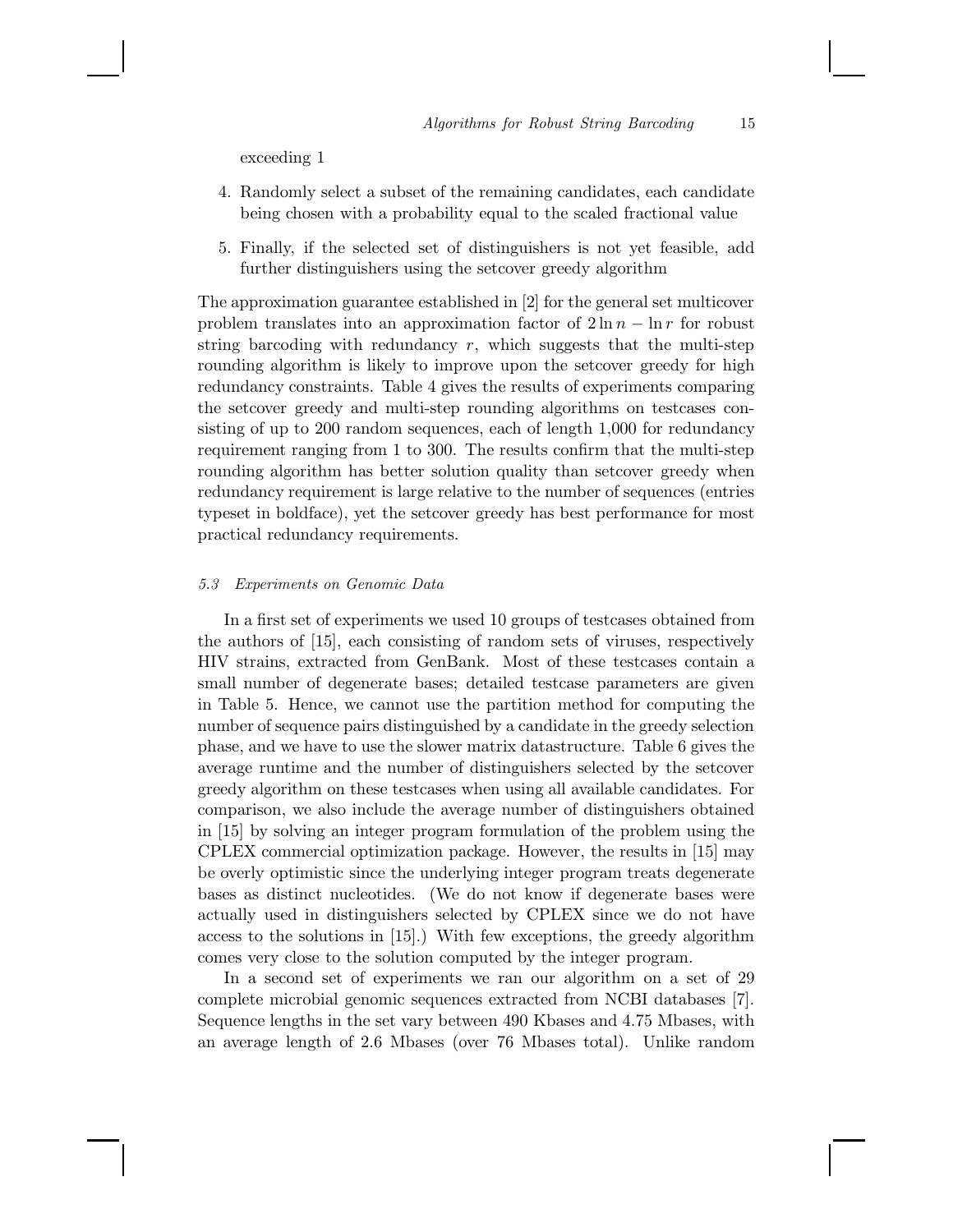exceeding 1

4. Randomly select a subset of the remaining candidates, each candidate being chosen with a probability equal to the scaled fractional value
5. Finally, if the selected set of distinguishers is not yet feasible, add further distinguishers using the setcover greedy algorithm

The approximation guarantee established in [2] for the general set multicover problem translates into an approximation factor of $2 \ln n - \ln r$ for robust string barcoding with redundancy $r$, which suggests that the multi-step rounding algorithm is likely to improve upon the setcover greedy for high redundancy constraints. Table 4 gives the results of experiments comparing the setcover greedy and multi-step rounding algorithms on testcases consisting of up to 200 random sequences, each of length 1,000 for redundancy requirement ranging from 1 to 300. The results confirm that the multi-step rounding algorithm has better solution quality than setcover greedy when redundancy requirement is large relative to the number of sequences (entries typeset in boldface), yet the setcover greedy has best performance for most practical redundancy requirements.

### 5.3 Experiments on Genomic Data

In a first set of experiments we used 10 groups of testcases obtained from the authors of [15], each consisting of random sets of viruses, respectively HIV strains, extracted from GenBank. Most of these testcases contain a small number of degenerate bases; detailed testcase parameters are given in Table 5. Hence, we cannot use the partition method for computing the number of sequence pairs distinguished by a candidate in the greedy selection phase, and we have to use the slower matrix datastructure. Table 6 gives the average runtime and the number of distinguishers selected by the setcover greedy algorithm on these testcases when using all available candidates. For comparison, we also include the average number of distinguishers obtained in [15] by solving an integer program formulation of the problem using the CPLEX commercial optimization package. However, the results in [15] may be overly optimistic since the underlying integer program treats degenerate bases as distinct nucleotides. (We do not know if degenerate bases were actually used in distinguishers selected by CPLEX since we do not have access to the solutions in [15].) With few exceptions, the greedy algorithm comes very close to the solution computed by the integer program.

In a second set of experiments we ran our algorithm on a set of 29 complete microbial genomic sequences extracted from NCBI databases [7]. Sequence lengths in the set vary between 490 Kbases and 4.75 Mbases, with an average length of 2.6 Mbases (over 76 Mbases total). Unlike random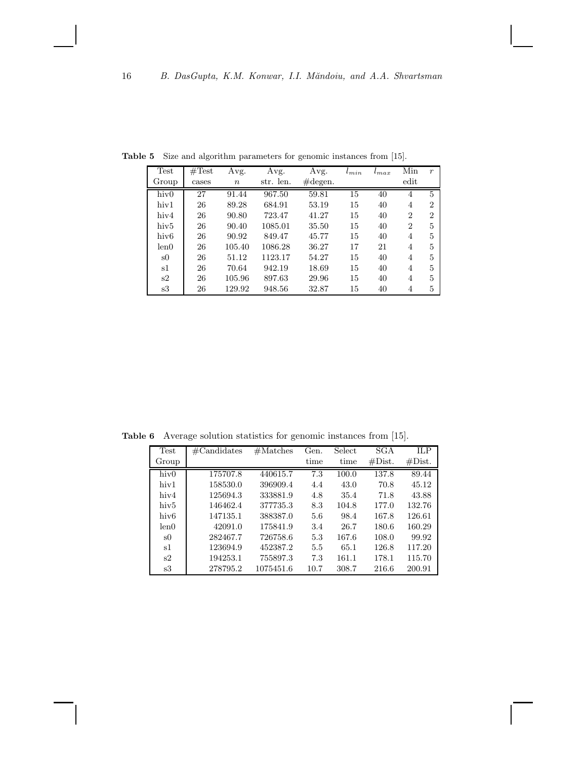**Table 5** Size and algorithm parameters for genomic instances from [15].

| Test Group | #Test cases | Avg. $n$ | Avg. str. len. | Avg. #degen. | $l_{min}$ | $l_{max}$ | Min edit | $r$ |
|---|---|---|---|---|---|---|---|---|
| hiv0 | 27 | 91.44 | 967.50 | 59.81 | 15 | 40 | 4 | 5 |
| hiv1 | 26 | 89.28 | 684.91 | 53.19 | 15 | 40 | 4 | 2 |
| hiv4 | 26 | 90.80 | 723.47 | 41.27 | 15 | 40 | 2 | 2 |
| hiv5 | 26 | 90.40 | 1085.01 | 35.50 | 15 | 40 | 2 | 5 |
| hiv6 | 26 | 90.92 | 849.47 | 45.77 | 15 | 40 | 4 | 5 |
| len0 | 26 | 105.40 | 1086.28 | 36.27 | 17 | 21 | 4 | 5 |
| s0 | 26 | 51.12 | 1123.17 | 54.27 | 15 | 40 | 4 | 5 |
| s1 | 26 | 70.64 | 942.19 | 18.69 | 15 | 40 | 4 | 5 |
| s2 | 26 | 105.96 | 897.63 | 29.96 | 15 | 40 | 4 | 5 |
| s3 | 26 | 129.92 | 948.56 | 32.87 | 15 | 40 | 4 | 5 |

**Table 6** Average solution statistics for genomic instances from [15].

| Test Group | #Candidates | #Matches | Gen. time | Select time | SGA #Dist. | ILP #Dist. |
|---|---|---|---|---|---|---|
| hiv0 | 175707.8 | 440615.7 | 7.3 | 100.0 | 137.8 | 89.44 |
| hiv1 | 158530.0 | 396909.4 | 4.4 | 43.0 | 70.8 | 45.12 |
| hiv4 | 125694.3 | 333881.9 | 4.8 | 35.4 | 71.8 | 43.88 |
| hiv5 | 146462.4 | 377735.3 | 8.3 | 104.8 | 177.0 | 132.76 |
| hiv6 | 147135.1 | 388387.0 | 5.6 | 98.4 | 167.8 | 126.61 |
| len0 | 42091.0 | 175841.9 | 3.4 | 26.7 | 180.6 | 160.29 |
| s0 | 282467.7 | 726758.6 | 5.3 | 167.6 | 108.0 | 99.92 |
| s1 | 123694.9 | 452387.2 | 5.5 | 65.1 | 126.8 | 117.20 |
| s2 | 194253.1 | 755897.3 | 7.3 | 161.1 | 178.1 | 115.70 |
| s3 | 278795.2 | 1075451.6 | 10.7 | 308.7 | 216.6 | 200.91 |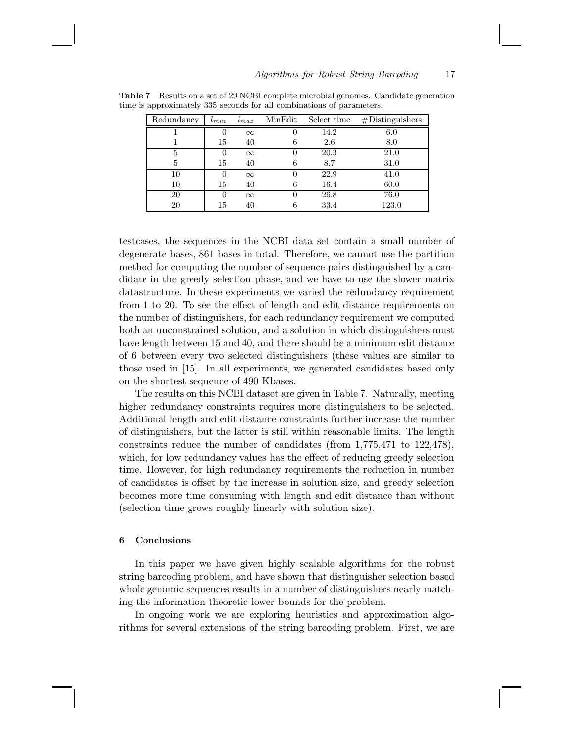**Table 7** Results on a set of 29 NCBI complete microbial genomes. Candidate generation time is approximately 335 seconds for all combinations of parameters.

| Redundancy | $l_{min}$ | $l_{max}$ | MinEdit | Select time | #Distinguishers |
|---|---|---|---|---|---|
| 1 | 0 | $\infty$ | 0 | 14.2 | 6.0 |
| 1 | 15 | 40 | 6 | 2.6 | 8.0 |
| 5 | 0 | $\infty$ | 0 | 20.3 | 21.0 |
| 5 | 15 | 40 | 6 | 8.7 | 31.0 |
| 10 | 0 | $\infty$ | 0 | 22.9 | 41.0 |
| 10 | 15 | 40 | 6 | 16.4 | 60.0 |
| 20 | 0 | $\infty$ | 0 | 26.8 | 76.0 |
| 20 | 15 | 40 | 6 | 33.4 | 123.0 |

testcases, the sequences in the NCBI data set contain a small number of degenerate bases, 861 bases in total. Therefore, we cannot use the partition method for computing the number of sequence pairs distinguished by a candidate in the greedy selection phase, and we have to use the slower matrix datastructure. In these experiments we varied the redundancy requirement from 1 to 20. To see the effect of length and edit distance requirements on the number of distinguishers, for each redundancy requirement we computed both an unconstrained solution, and a solution in which distinguishers must have length between 15 and 40, and there should be a minimum edit distance of 6 between every two selected distinguishers (these values are similar to those used in [15]. In all experiments, we generated candidates based only on the shortest sequence of 490 Kbases.

The results on this NCBI dataset are given in Table 7. Naturally, meeting higher redundancy constraints requires more distinguishers to be selected. Additional length and edit distance constraints further increase the number of distinguishers, but the latter is still within reasonable limits. The length constraints reduce the number of candidates (from 1,775,471 to 122,478), which, for low redundancy values has the effect of reducing greedy selection time. However, for high redundancy requirements the reduction in number of candidates is offset by the increase in solution size, and greedy selection becomes more time consuming with length and edit distance than without (selection time grows roughly linearly with solution size).

## 6 Conclusions

In this paper we have given highly scalable algorithms for the robust string barcoding problem, and have shown that distinguisher selection based whole genomic sequences results in a number of distinguishers nearly matching the information theoretic lower bounds for the problem.

In ongoing work we are exploring heuristics and approximation algorithms for several extensions of the string barcoding problem. First, we are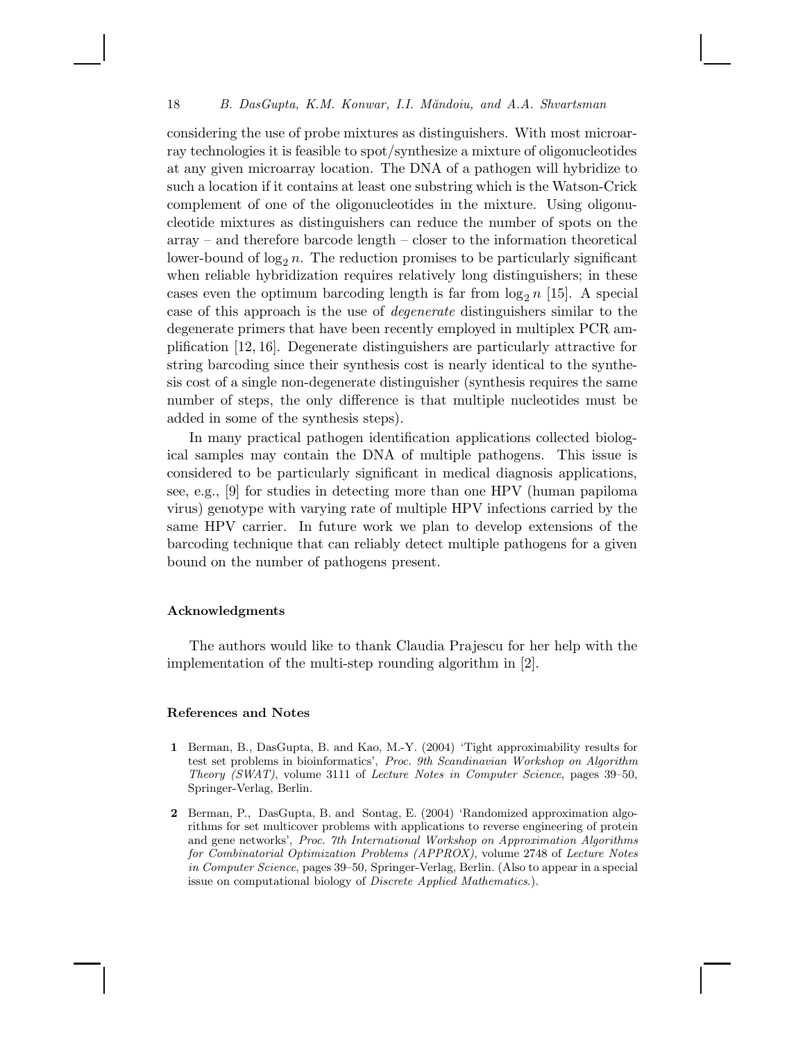considering the use of probe mixtures as distinguishers. With most microarray technologies it is feasible to spot/synthesize a mixture of oligonucleotides at any given microarray location. The DNA of a pathogen will hybridize to such a location if it contains at least one substring which is the Watson-Crick complement of one of the oligonucleotides in the mixture. Using oligonucleotide mixtures as distinguishers can reduce the number of spots on the array – and therefore barcode length – closer to the information theoretical lower-bound of $\log_2 n$. The reduction promises to be particularly significant when reliable hybridization requires relatively long distinguishers; in these cases even the optimum barcoding length is far from $\log_2 n$ [15]. A special case of this approach is the use of *degenerate* distinguishers similar to the degenerate primers that have been recently employed in multiplex PCR amplification [12, 16]. Degenerate distinguishers are particularly attractive for string barcoding since their synthesis cost is nearly identical to the synthesis cost of a single non-degenerate distinguisher (synthesis requires the same number of steps, the only difference is that multiple nucleotides must be added in some of the synthesis steps).

In many practical pathogen identification applications collected biological samples may contain the DNA of multiple pathogens. This issue is considered to be particularly significant in medical diagnosis applications, see, e.g., [9] for studies in detecting more than one HPV (human papiloma virus) genotype with varying rate of multiple HPV infections carried by the same HPV carrier. In future work we plan to develop extensions of the barcoding technique that can reliably detect multiple pathogens for a given bound on the number of pathogens present.

### Acknowledgments

The authors would like to thank Claudia Prajescu for her help with the implementation of the multi-step rounding algorithm in [2].

### References and Notes

**1** Berman, B., DasGupta, B. and Kao, M.-Y. (2004) 'Tight approximability results for test set problems in bioinformatics', *Proc. 9th Scandinavian Workshop on Algorithm Theory (SWAT)*, volume 3111 of *Lecture Notes in Computer Science*, pages 39–50, Springer-Verlag, Berlin.

**2** Berman, P., DasGupta, B. and Sontag, E. (2004) 'Randomized approximation algorithms for set multicover problems with applications to reverse engineering of protein and gene networks', *Proc. 7th International Workshop on Approximation Algorithms for Combinatorial Optimization Problems (APPROX)*, volume 2748 of *Lecture Notes in Computer Science*, pages 39–50, Springer-Verlag, Berlin. (Also to appear in a special issue on computational biology of *Discrete Applied Mathematics*.).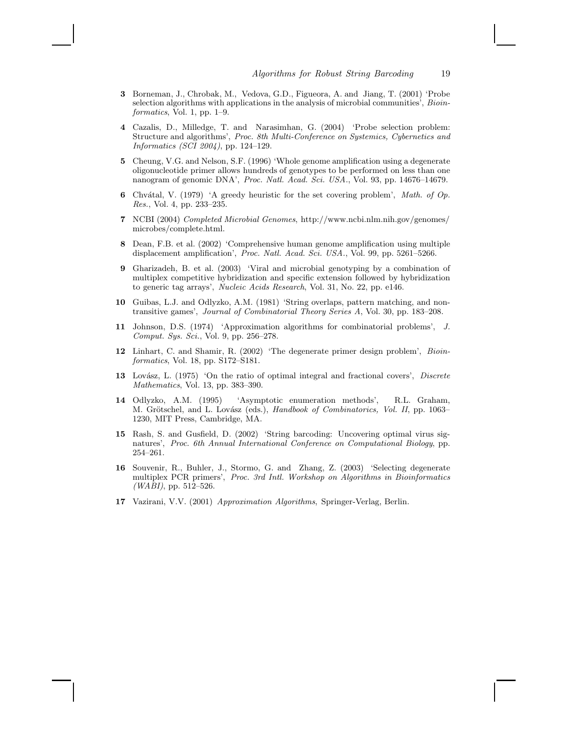**3** Borneman, J., Chrobak, M., Vedova, G.D., Figueora, A. and Jiang, T. (2001) 'Probe selection algorithms with applications in the analysis of microbial communities', *Bioinformatics*, Vol. 1, pp. 1–9.

**4** Cazalis, D., Milledge, T. and Narasimhan, G. (2004) 'Probe selection problem: Structure and algorithms', *Proc. 8th Multi-Conference on Systemics, Cybernetics and Informatics (SCI 2004)*, pp. 124–129.

**5** Cheung, V.G. and Nelson, S.F. (1996) 'Whole genome amplification using a degenerate oligonucleotide primer allows hundreds of genotypes to be performed on less than one nanogram of genomic DNA', *Proc. Natl. Acad. Sci. USA.*, Vol. 93, pp. 14676–14679.

**6** Chvátal, V. (1979) 'A greedy heuristic for the set covering problem', *Math. of Op. Res.*, Vol. 4, pp. 233–235.

**7** NCBI (2004) *Completed Microbial Genomes*, http://www.ncbi.nlm.nih.gov/genomes/microbes/complete.html.

**8** Dean, F.B. et al. (2002) 'Comprehensive human genome amplification using multiple displacement amplification', *Proc. Natl. Acad. Sci. USA.*, Vol. 99, pp. 5261–5266.

**9** Gharizadeh, B. et al. (2003) 'Viral and microbial genotyping by a combination of multiplex competitive hybridization and specific extension followed by hybridization to generic tag arrays', *Nucleic Acids Research*, Vol. 31, No. 22, pp. e146.

**10** Guibas, L.J. and Odlyzko, A.M. (1981) 'String overlaps, pattern matching, and nontransitive games', *Journal of Combinatorial Theory Series A*, Vol. 30, pp. 183–208.

**11** Johnson, D.S. (1974) 'Approximation algorithms for combinatorial problems', *J. Comput. Sys. Sci.*, Vol. 9, pp. 256–278.

**12** Linhart, C. and Shamir, R. (2002) 'The degenerate primer design problem', *Bioinformatics*, Vol. 18, pp. S172–S181.

**13** Lovász, L. (1975) 'On the ratio of optimal integral and fractional covers', *Discrete Mathematics*, Vol. 13, pp. 383–390.

**14** Odlyzko, A.M. (1995) 'Asymptotic enumeration methods', R.L. Graham, M. Grötschel, and L. Lovász (eds.), *Handbook of Combinatorics, Vol. II*, pp. 1063–1230, MIT Press, Cambridge, MA.

**15** Rash, S. and Gusfield, D. (2002) 'String barcoding: Uncovering optimal virus signatures', *Proc. 6th Annual International Conference on Computational Biology*, pp. 254–261.

**16** Souvenir, R., Buhler, J., Stormo, G. and Zhang, Z. (2003) 'Selecting degenerate multiplex PCR primers', *Proc. 3rd Intl. Workshop on Algorithms in Bioinformatics (WABI)*, pp. 512–526.

**17** Vazirani, V.V. (2001) *Approximation Algorithms*, Springer-Verlag, Berlin.